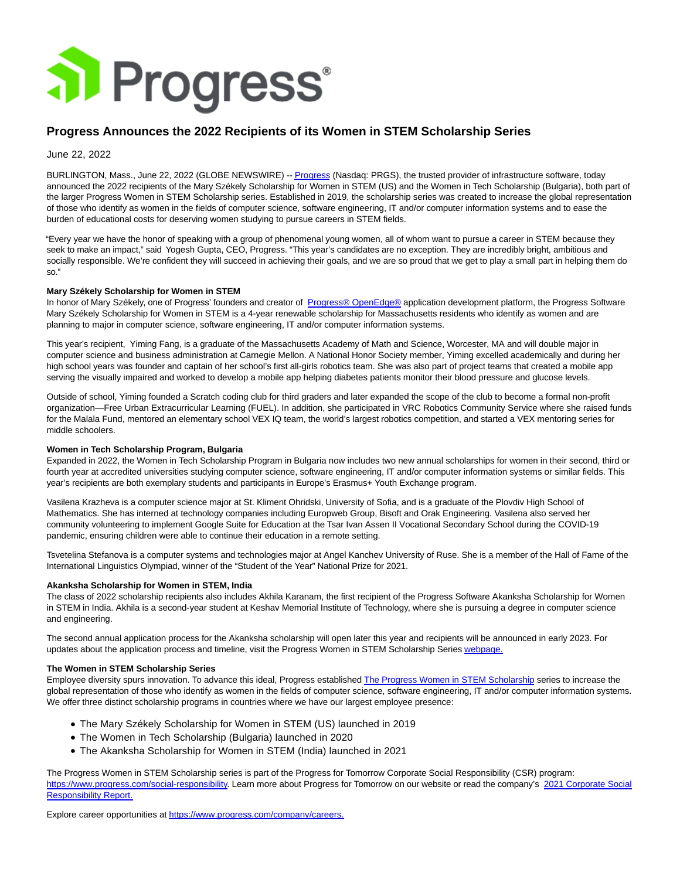# Progress Announces the 2022 Recipients of its Women in STEM Scholarship Series

June 22, 2022

BURLINGTON, Mass., June 22, 2022 (GLOBE NEWSWIRE) -- Progress (Nasdaq: PRGS), the trusted provider of infrastructure software, today announced the 2022 recipients of the Mary Székely Scholarship for Women in STEM (US) and the Women in Tech Scholarship (Bulgaria), both part of the larger Progress Women in STEM Scholarship series. Established in 2019, the scholarship series was created to increase the global representation of those who identify as women in the fields of computer science, software engineering, IT and/or computer information systems and to ease the burden of educational costs for deserving women studying to pursue careers in STEM fields.

"Every year we have the honor of speaking with a group of phenomenal young women, all of whom want to pursue a career in STEM because they seek to make an impact," said Yogesh Gupta, CEO, Progress. "This year's candidates are no exception. They are incredibly bright, ambitious and socially responsible. We're confident they will succeed in achieving their goals, and we are so proud that we get to play a small part in helping them do so."

**Mary Székely Scholarship for Women in STEM**
In honor of Mary Székely, one of Progress' founders and creator of Progress® OpenEdge® application development platform, the Progress Software Mary Székely Scholarship for Women in STEM is a 4-year renewable scholarship for Massachusetts residents who identify as women and are planning to major in computer science, software engineering, IT and/or computer information systems.

This year's recipient, Yiming Fang, is a graduate of the Massachusetts Academy of Math and Science, Worcester, MA and will double major in computer science and business administration at Carnegie Mellon. A National Honor Society member, Yiming excelled academically and during her high school years was founder and captain of her school's first all-girls robotics team. She was also part of project teams that created a mobile app serving the visually impaired and worked to develop a mobile app helping diabetes patients monitor their blood pressure and glucose levels.

Outside of school, Yiming founded a Scratch coding club for third graders and later expanded the scope of the club to become a formal non-profit organization—Free Urban Extracurricular Learning (FUEL). In addition, she participated in VRC Robotics Community Service where she raised funds for the Malala Fund, mentored an elementary school VEX IQ team, the world's largest robotics competition, and started a VEX mentoring series for middle schoolers.

**Women in Tech Scholarship Program, Bulgaria**
Expanded in 2022, the Women in Tech Scholarship Program in Bulgaria now includes two new annual scholarships for women in their second, third or fourth year at accredited universities studying computer science, software engineering, IT and/or computer information systems or similar fields. This year's recipients are both exemplary students and participants in Europe's Erasmus+ Youth Exchange program.

Vasilena Krazheva is a computer science major at St. Kliment Ohridski, University of Sofia, and is a graduate of the Plovdiv High School of Mathematics. She has interned at technology companies including Europweb Group, Bisoft and Orak Engineering. Vasilena also served her community volunteering to implement Google Suite for Education at the Tsar Ivan Assen II Vocational Secondary School during the COVID-19 pandemic, ensuring children were able to continue their education in a remote setting.

Tsvetelina Stefanova is a computer systems and technologies major at Angel Kanchev University of Ruse. She is a member of the Hall of Fame of the International Linguistics Olympiad, winner of the "Student of the Year" National Prize for 2021.

**Akanksha Scholarship for Women in STEM, India**
The class of 2022 scholarship recipients also includes Akhila Karanam, the first recipient of the Progress Software Akanksha Scholarship for Women in STEM in India. Akhila is a second-year student at Keshav Memorial Institute of Technology, where she is pursuing a degree in computer science and engineering.

The second annual application process for the Akanksha scholarship will open later this year and recipients will be announced in early 2023. For updates about the application process and timeline, visit the Progress Women in STEM Scholarship Series webpage.

**The Women in STEM Scholarship Series**
Employee diversity spurs innovation. To advance this ideal, Progress established The Progress Women in STEM Scholarship series to increase the global representation of those who identify as women in the fields of computer science, software engineering, IT and/or computer information systems. We offer three distinct scholarship programs in countries where we have our largest employee presence:

- The Mary Székely Scholarship for Women in STEM (US) launched in 2019
- The Women in Tech Scholarship (Bulgaria) launched in 2020
- The Akanksha Scholarship for Women in STEM (India) launched in 2021

The Progress Women in STEM Scholarship series is part of the Progress for Tomorrow Corporate Social Responsibility (CSR) program: https://www.progress.com/social-responsibility. Learn more about Progress for Tomorrow on our website or read the company's 2021 Corporate Social Responsibility Report.

Explore career opportunities at https://www.progress.com/company/careers.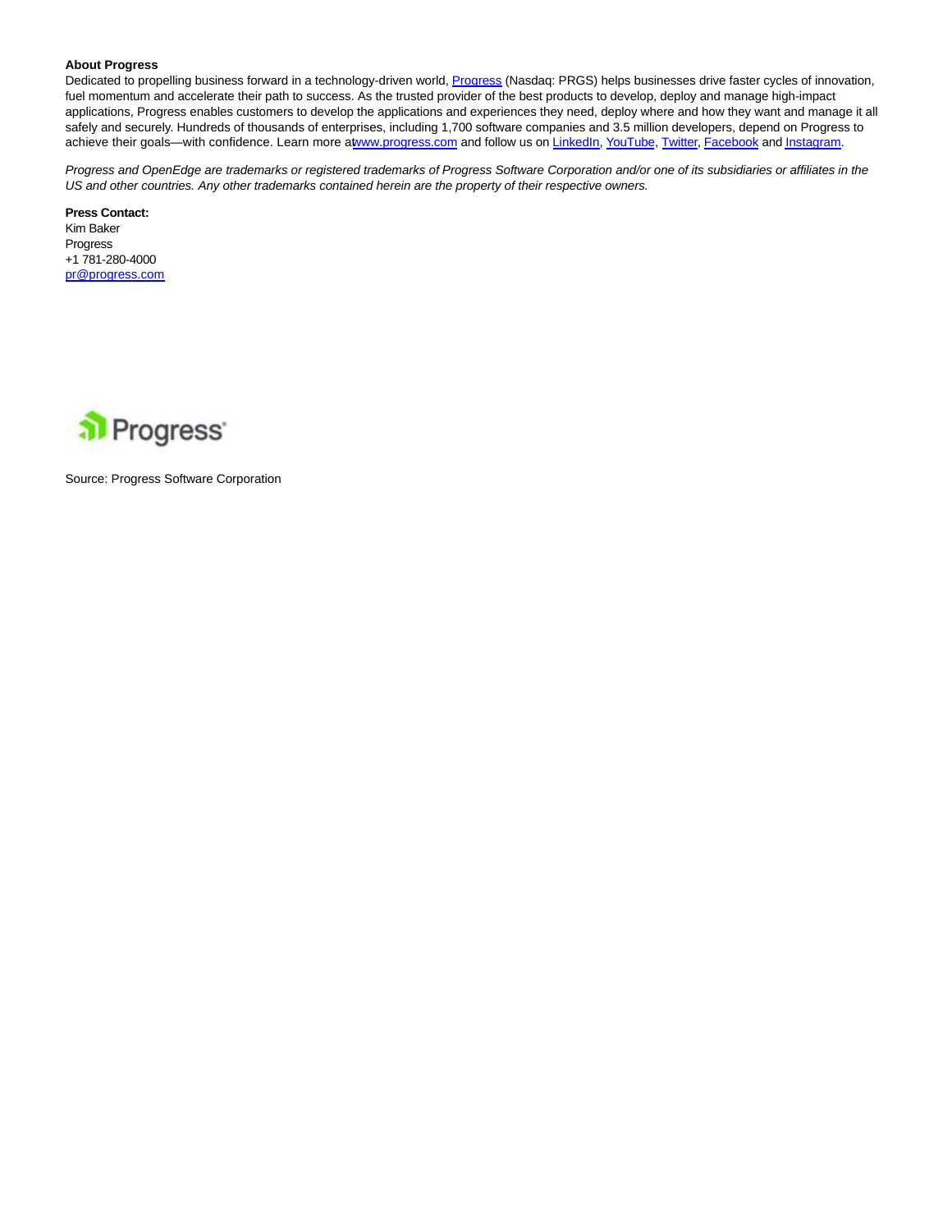**About Progress**

Dedicated to propelling business forward in a technology-driven world, Progress (Nasdaq: PRGS) helps businesses drive faster cycles of innovation, fuel momentum and accelerate their path to success. As the trusted provider of the best products to develop, deploy and manage high-impact applications, Progress enables customers to develop the applications and experiences they need, deploy where and how they want and manage it all safely and securely. Hundreds of thousands of enterprises, including 1,700 software companies and 3.5 million developers, depend on Progress to achieve their goals—with confidence. Learn more atwww.progress.com and follow us on LinkedIn, YouTube, Twitter, Facebook and Instagram.

*Progress and OpenEdge are trademarks or registered trademarks of Progress Software Corporation and/or one of its subsidiaries or affiliates in the US and other countries. Any other trademarks contained herein are the property of their respective owners.*

**Press Contact:**
Kim Baker
Progress
+1 781-280-4000
pr@progress.com

Source: Progress Software Corporation